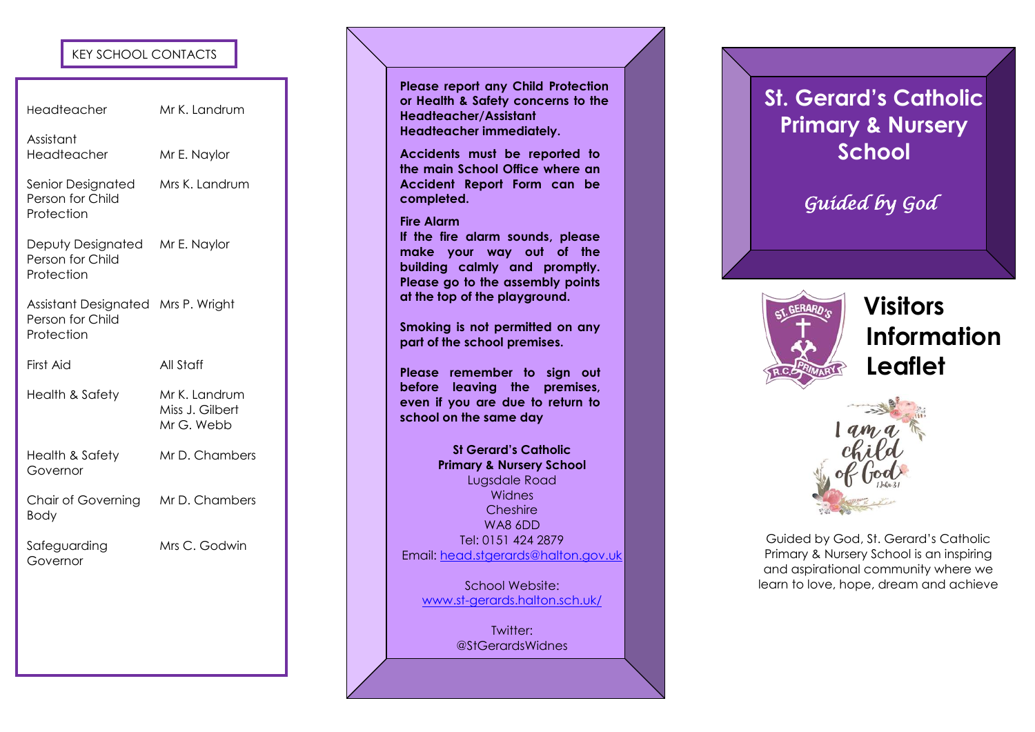## KEY SCHOOL CONTACTS

| | |
|---|---|
| Headteacher | Mr K. Landrum |
| Assistant Headteacher | Mr E. Naylor |
| Senior Designated Person for Child Protection | Mrs K. Landrum |
| Deputy Designated Person for Child Protection | Mr E. Naylor |
| Assistant Designated Person for Child Protection | Mrs P. Wright |
| First Aid | All Staff |
| Health & Safety | Mr K. Landrum<br>Miss J. Gilbert<br>Mr G. Webb |
| Health & Safety Governor | Mr D. Chambers |
| Chair of Governing Body | Mr D. Chambers |
| Safeguarding Governor | Mrs C. Godwin |

**Please report any Child Protection or Health & Safety concerns to the Headteacher/Assistant Headteacher immediately.**

**Accidents must be reported to the main School Office where an Accident Report Form can be completed.**

**Fire Alarm**
**If the fire alarm sounds, please make your way out of the building calmly and promptly. Please go to the assembly points at the top of the playground.**

**Smoking is not permitted on any part of the school premises.**

**Please remember to sign out before leaving the premises, even if you are due to return to school on the same day**

**St Gerard's Catholic Primary & Nursery School**
Lugsdale Road
Widnes
Cheshire
WA8 6DD
Tel: 0151 424 2879
Email: head.stgerards@halton.gov.uk

School Website:
www.st-gerards.halton.sch.uk/

Twitter:
@StGerardsWidnes

# St. Gerard's Catholic Primary & Nursery School

*Guided by God*

# Visitors Information Leaflet

Guided by God, St. Gerard's Catholic Primary & Nursery School is an inspiring and aspirational community where we learn to love, hope, dream and achieve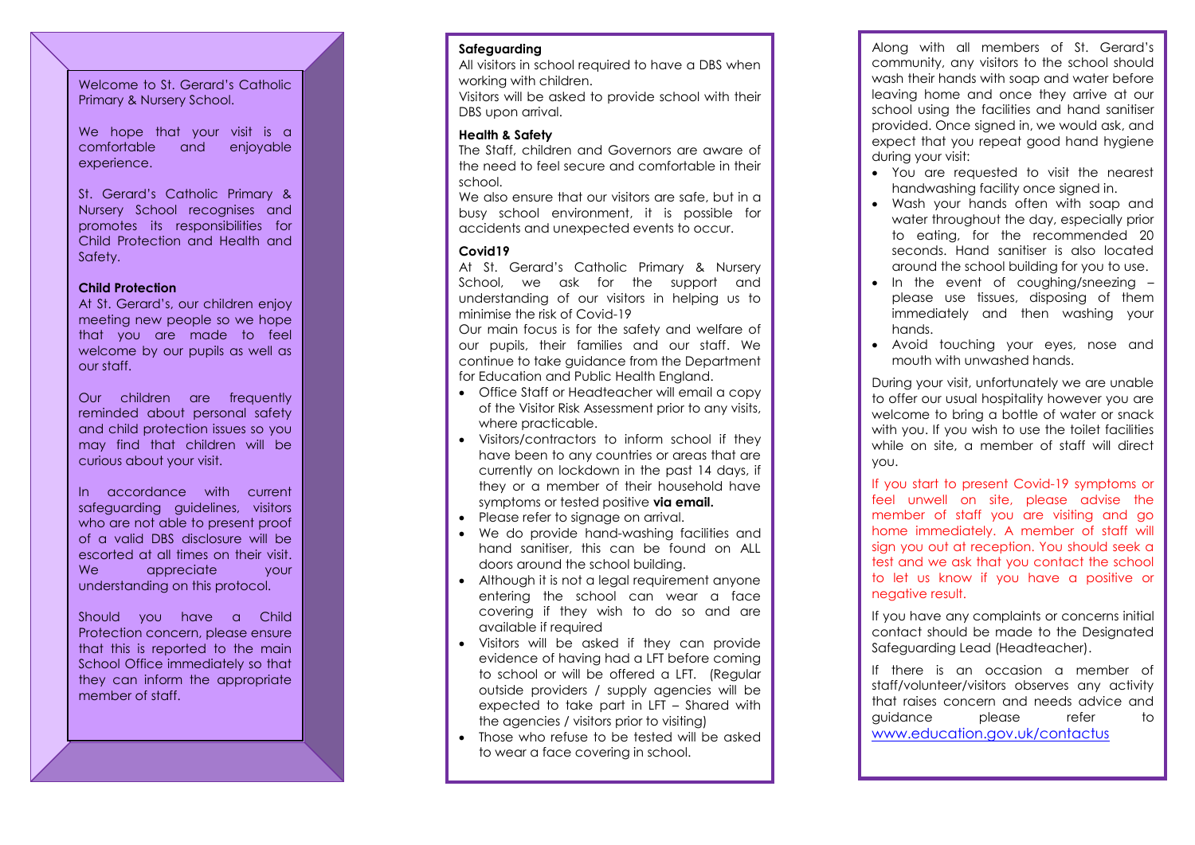Welcome to St. Gerard's Catholic Primary & Nursery School.

We hope that your visit is a comfortable and enjoyable experience.

St. Gerard's Catholic Primary & Nursery School recognises and promotes its responsibilities for Child Protection and Health and Safety.

**Child Protection**

At St. Gerard's, our children enjoy meeting new people so we hope that you are made to feel welcome by our pupils as well as our staff.

Our children are frequently reminded about personal safety and child protection issues so you may find that children will be curious about your visit.

In accordance with current safeguarding guidelines, visitors who are not able to present proof of a valid DBS disclosure will be escorted at all times on their visit. We appreciate your understanding on this protocol.

Should you have a Child Protection concern, please ensure that this is reported to the main School Office immediately so that they can inform the appropriate member of staff.

**Safeguarding**

All visitors in school required to have a DBS when working with children.

Visitors will be asked to provide school with their DBS upon arrival.

**Health & Safety**

The Staff, children and Governors are aware of the need to feel secure and comfortable in their school.

We also ensure that our visitors are safe, but in a busy school environment, it is possible for accidents and unexpected events to occur.

**Covid19**

At St. Gerard's Catholic Primary & Nursery School, we ask for the support and understanding of our visitors in helping us to minimise the risk of Covid-19

Our main focus is for the safety and welfare of our pupils, their families and our staff. We continue to take guidance from the Department for Education and Public Health England.

- Office Staff or Headteacher will email a copy of the Visitor Risk Assessment prior to any visits, where practicable.
- Visitors/contractors to inform school if they have been to any countries or areas that are currently on lockdown in the past 14 days, if they or a member of their household have symptoms or tested positive **via email.**
- Please refer to signage on arrival.
- We do provide hand-washing facilities and hand sanitiser, this can be found on ALL doors around the school building.
- Although it is not a legal requirement anyone entering the school can wear a face covering if they wish to do so and are available if required
- Visitors will be asked if they can provide evidence of having had a LFT before coming to school or will be offered a LFT. (Regular outside providers / supply agencies will be expected to take part in LFT – Shared with the agencies / visitors prior to visiting)
- Those who refuse to be tested will be asked to wear a face covering in school.

Along with all members of St. Gerard's community, any visitors to the school should wash their hands with soap and water before leaving home and once they arrive at our school using the facilities and hand sanitiser provided. Once signed in, we would ask, and expect that you repeat good hand hygiene during your visit:

- You are requested to visit the nearest handwashing facility once signed in.
- Wash your hands often with soap and water throughout the day, especially prior to eating, for the recommended 20 seconds. Hand sanitiser is also located around the school building for you to use.
- In the event of coughing/sneezing – please use tissues, disposing of them immediately and then washing your hands.
- Avoid touching your eyes, nose and mouth with unwashed hands.

During your visit, unfortunately we are unable to offer our usual hospitality however you are welcome to bring a bottle of water or snack with you. If you wish to use the toilet facilities while on site, a member of staff will direct you.

If you start to present Covid-19 symptoms or feel unwell on site, please advise the member of staff you are visiting and go home immediately. A member of staff will sign you out at reception. You should seek a test and we ask that you contact the school to let us know if you have a positive or negative result.

If you have any complaints or concerns initial contact should be made to the Designated Safeguarding Lead (Headteacher).

If there is an occasion a member of staff/volunteer/visitors observes any activity that raises concern and needs advice and guidance please refer to www.education.gov.uk/contactus